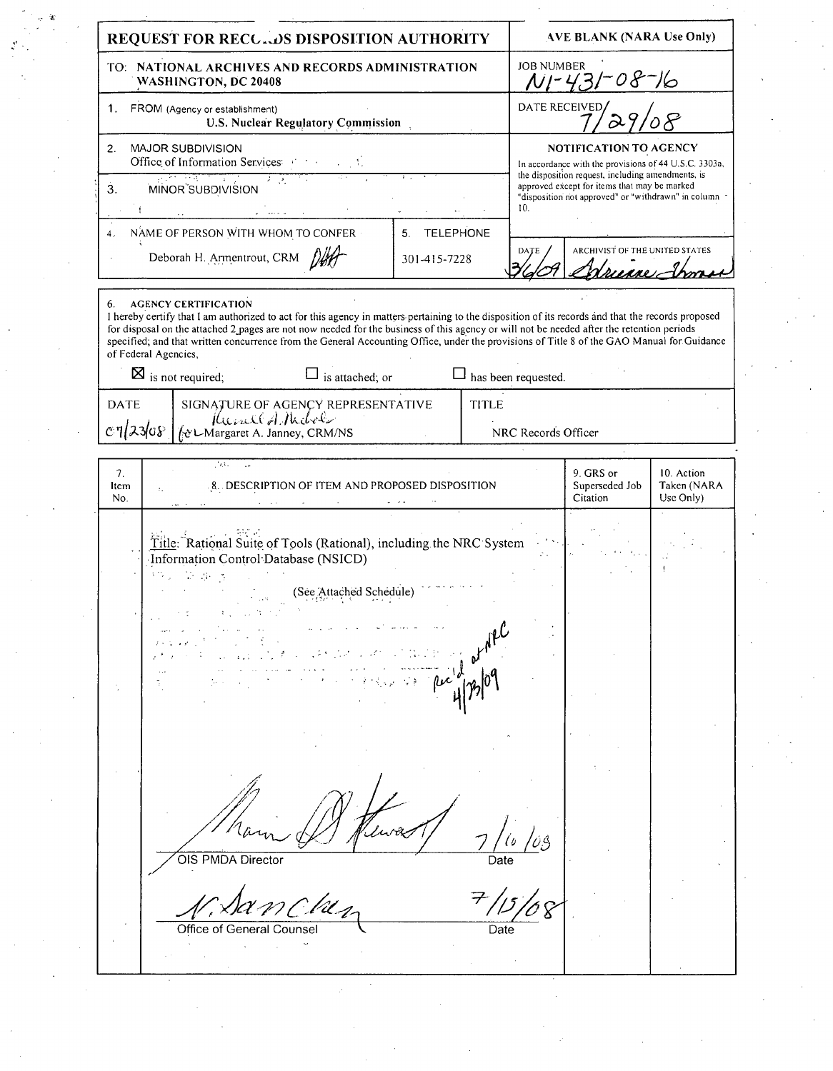# REQUEST FOR RECORDS DISPOSITION AUTHORITY

LEAVE BLANK (NARA Use Only)

TO: NATIONAL ARCHIVES AND RECORDS ADMINISTRATION
WASHINGTON, DC 20408

JOB NUMBER
N1-431-08-16

DATE RECEIVED
7/29/08

1. FROM (Agency or establishment)
U.S. Nuclear Regulatory Commission

2. MAJOR SUBDIVISION
Office of Information Services

3. MINOR SUBDIVISION

4. NAME OF PERSON WITH WHOM TO CONFER
Deborah H. Armentrout, CRM DHA

5. TELEPHONE
301-415-7228

**NOTIFICATION TO AGENCY**

In accordance with the provisions of 44 U.S.C. 3303a, the disposition request, including amendments, is approved except for items that may be marked "disposition not approved" or "withdrawn" in column 10.

DATE: 3/6/09
ARCHIVIST OF THE UNITED STATES: Adrienne Thomas

6. **AGENCY CERTIFICATION**

I hereby certify that I am authorized to act for this agency in matters pertaining to the disposition of its records and that the records proposed for disposal on the attached 2 pages are not now needed for the business of this agency or will not be needed after the retention periods specified; and that written concurrence from the General Accounting Office, under the provisions of Title 8 of the GAO Manual for Guidance of Federal Agencies,

☒ is not required; ☐ is attached; or ☐ has been requested.

| DATE | SIGNATURE OF AGENCY REPRESENTATIVE | TITLE |
|---|---|---|
| 07/23/08 | for Margaret A. Janney, CRM/NS | NRC Records Officer |

| 7. Item No. | 8. DESCRIPTION OF ITEM AND PROPOSED DISPOSITION | 9. GRS or Superseded Job Citation | 10. Action Taken (NARA Use Only) |
|---|---|---|---|
| | Title: Rational Suite of Tools (Rational), including the NRC System Information Control Database (NSICD) | | |
| | (See Attached Schedule) | | |

Rec'd at NRC 4/13/09

OIS PMDA Director — Date: 7/10/08

Office of General Counsel — Date: 7/15/08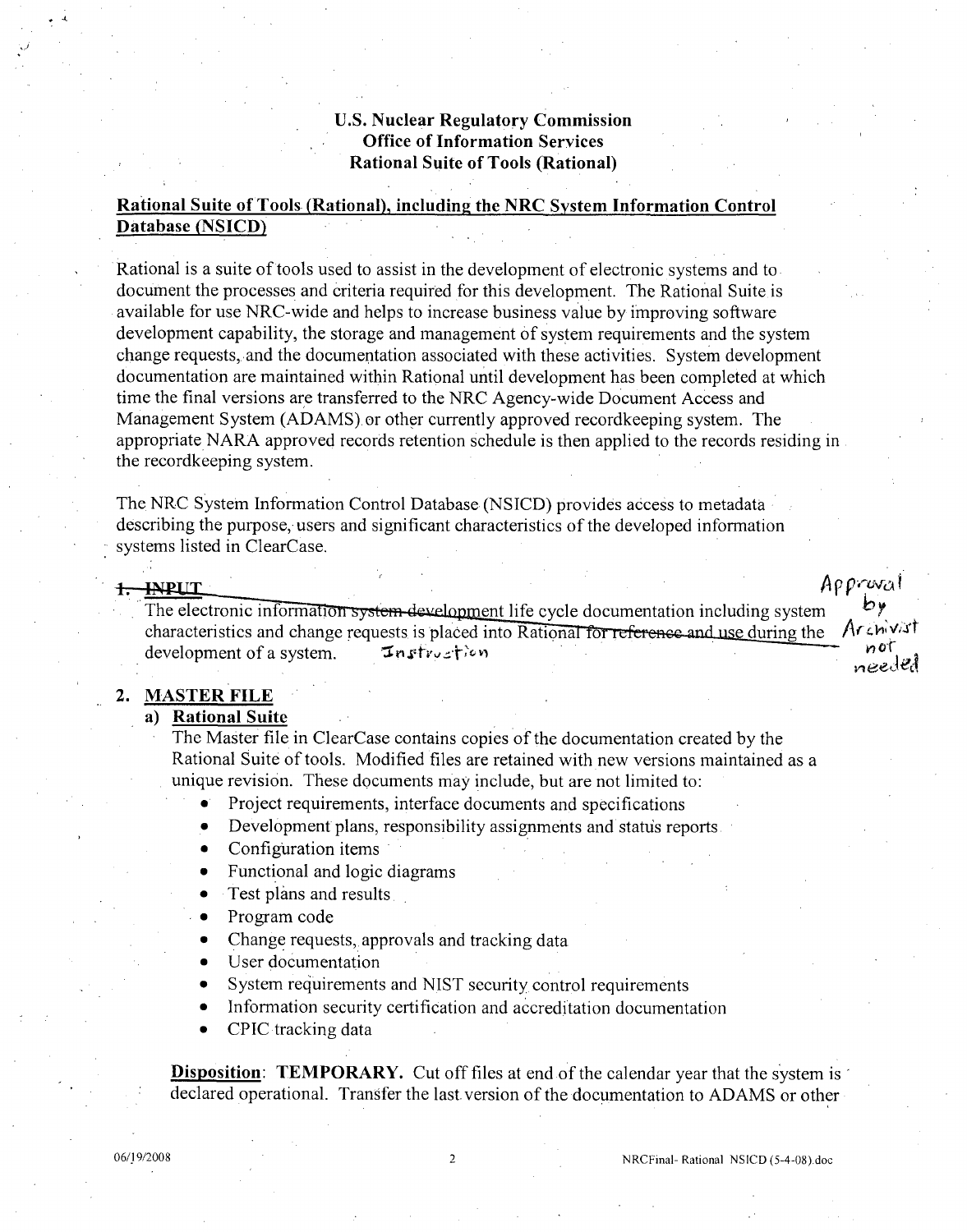**U.S. Nuclear Regulatory Commission**
**Office of Information Services**
**Rational Suite of Tools (Rational)**

## Rational Suite of Tools (Rational), including the NRC System Information Control Database (NSICD)

Rational is a suite of tools used to assist in the development of electronic systems and to document the processes and criteria required for this development. The Rational Suite is available for use NRC-wide and helps to increase business value by improving software development capability, the storage and management of system requirements and the system change requests, and the documentation associated with these activities. System development documentation are maintained within Rational until development has been completed at which time the final versions are transferred to the NRC Agency-wide Document Access and Management System (ADAMS) or other currently approved recordkeeping system. The appropriate NARA approved records retention schedule is then applied to the records residing in the recordkeeping system.

The NRC System Information Control Database (NSICD) provides access to metadata describing the purpose, users and significant characteristics of the developed information systems listed in ClearCase.

### ~~1. INPUT~~

~~The electronic information system development life cycle documentation including system characteristics and change requests is placed into Rational for reference and use during the development of a system.~~ Instruction

Approval by Archivist not needed

### 2. MASTER FILE

**a) Rational Suite**

The Master file in ClearCase contains copies of the documentation created by the Rational Suite of tools. Modified files are retained with new versions maintained as a unique revision. These documents may include, but are not limited to:

- Project requirements, interface documents and specifications
- Development plans, responsibility assignments and status reports
- Configuration items
- Functional and logic diagrams
- Test plans and results
- Program code
- Change requests, approvals and tracking data
- User documentation
- System requirements and NIST security control requirements
- Information security certification and accreditation documentation
- CPIC tracking data

**Disposition**: **TEMPORARY.** Cut off files at end of the calendar year that the system is declared operational. Transfer the last version of the documentation to ADAMS or other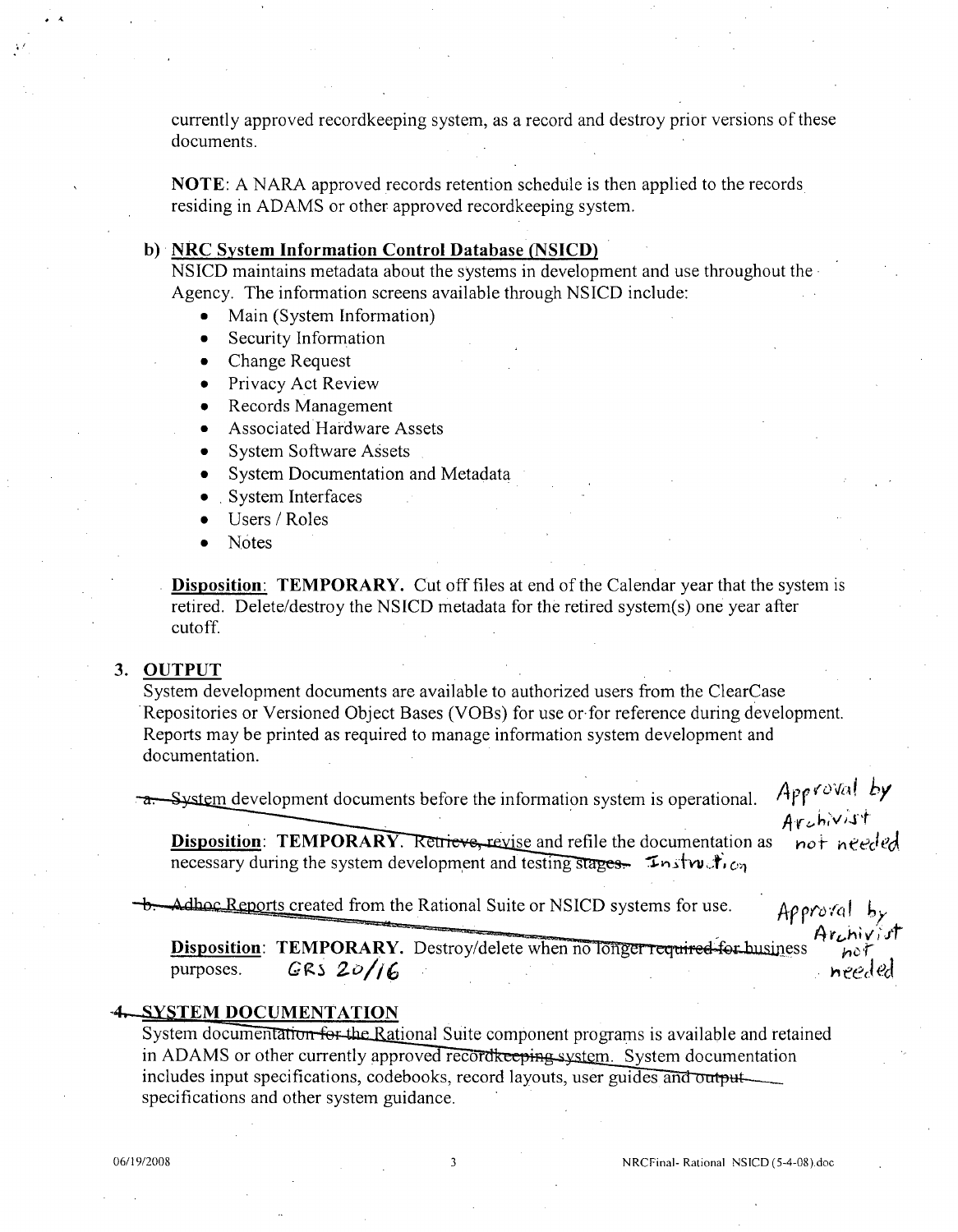currently approved recordkeeping system, as a record and destroy prior versions of these documents.

**NOTE**: A NARA approved records retention schedule is then applied to the records residing in ADAMS or other approved recordkeeping system.

**b) NRC System Information Control Database (NSICD)**

NSICD maintains metadata about the systems in development and use throughout the Agency. The information screens available through NSICD include:

- Main (System Information)
- Security Information
- Change Request
- Privacy Act Review
- Records Management
- Associated Hardware Assets
- System Software Assets
- System Documentation and Metadata
- System Interfaces
- Users / Roles
- Notes

**Disposition**: **TEMPORARY.** Cut off files at end of the Calendar year that the system is retired. Delete/destroy the NSICD metadata for the retired system(s) one year after cutoff.

## 3. OUTPUT

System development documents are available to authorized users from the ClearCase Repositories or Versioned Object Bases (VOBs) for use or for reference during development. Reports may be printed as required to manage information system development and documentation.

~~a.~~ System development documents before the information system is operational. *Approval by Archivist not needed*

**Disposition**: **TEMPORARY.** ~~Retrieve,~~ revise and refile the documentation as necessary during the system development and testing ~~stages.~~ *Instruction*

~~b.~~ Adhoc Reports created from the Rational Suite or NSICD systems for use. *Approval by Archivist not needed*

**Disposition**: **TEMPORARY.** Destroy/delete when no longer ~~required for~~ business purposes. *GRS 20/16*

## ~~4.~~ SYSTEM DOCUMENTATION

System documentation ~~for the~~ Rational Suite component programs is available and retained in ADAMS or other currently approved ~~recordkeeping system~~. System documentation includes input specifications, codebooks, record layouts, user guides ~~and output~~ specifications and other system guidance.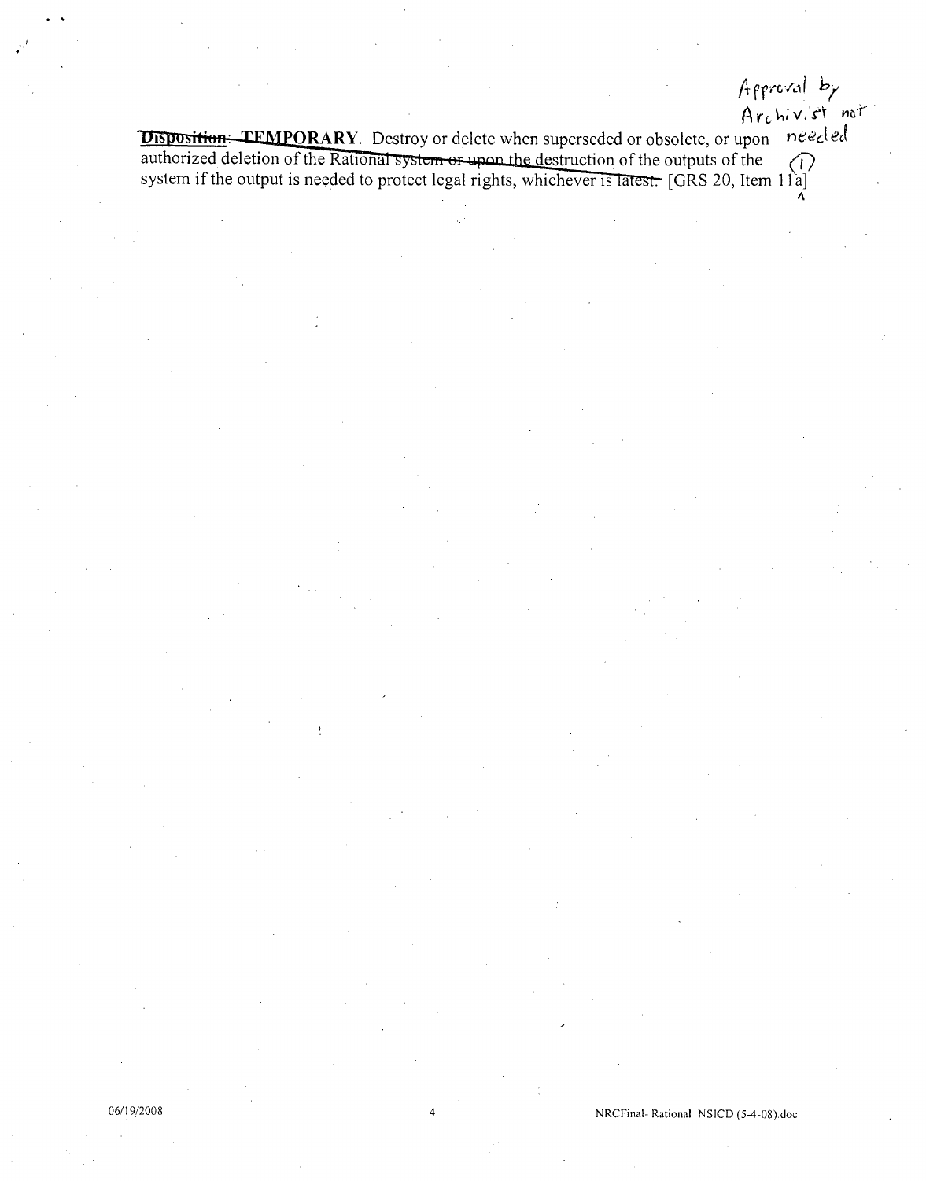Approval by Archivist not needed (1)

~~Disposition:~~ **TEMPORARY**. Destroy or delete when superseded or obsolete, or upon authorized deletion of the Rational ~~system or upon the destruction of the outputs of the system if the output is needed to protect legal rights, whichever is latest.~~ [GRS 20, Item 11a]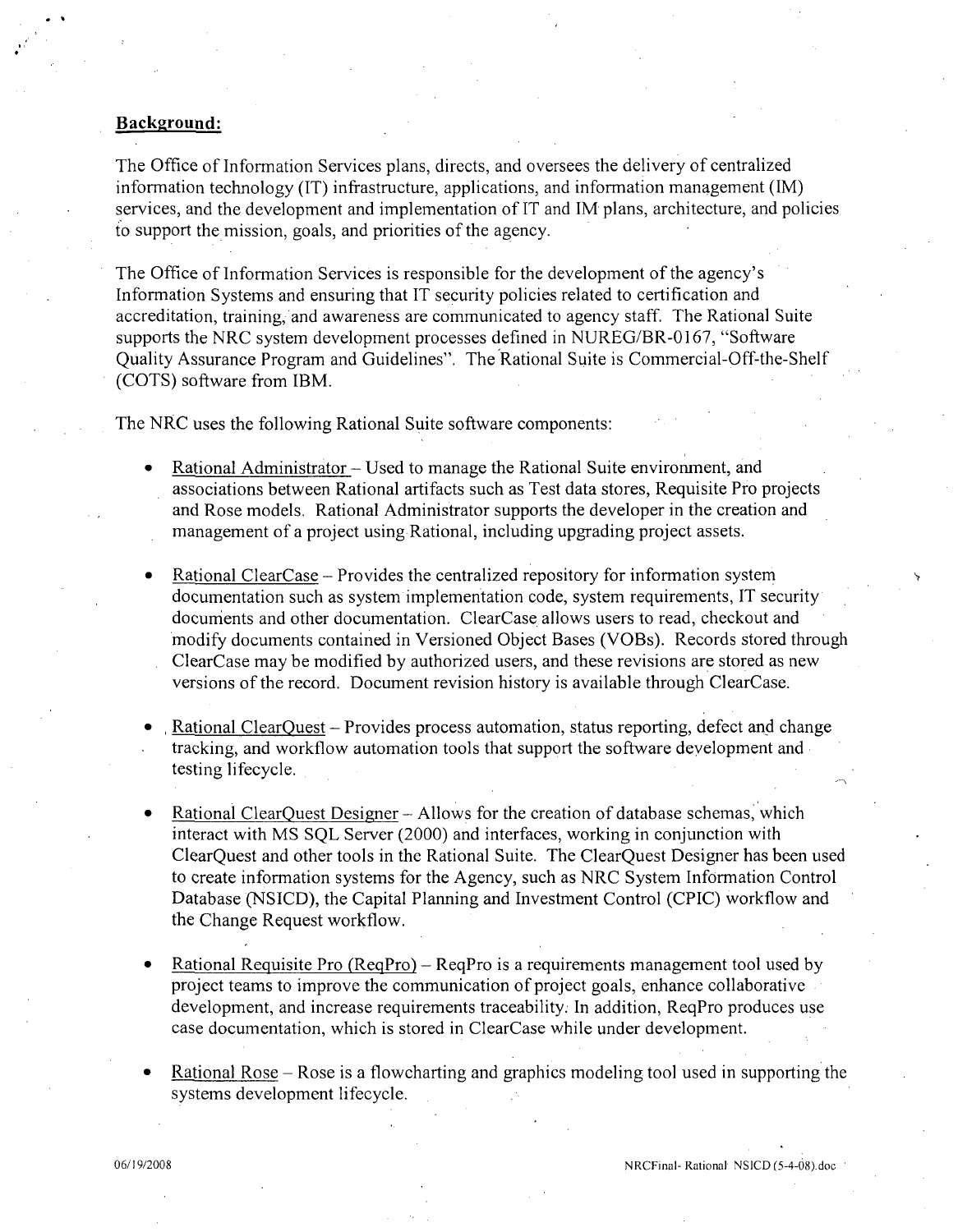**Background:**

The Office of Information Services plans, directs, and oversees the delivery of centralized information technology (IT) infrastructure, applications, and information management (IM) services, and the development and implementation of IT and IM plans, architecture, and policies to support the mission, goals, and priorities of the agency.

The Office of Information Services is responsible for the development of the agency's Information Systems and ensuring that IT security policies related to certification and accreditation, training, and awareness are communicated to agency staff. The Rational Suite supports the NRC system development processes defined in NUREG/BR-0167, "Software Quality Assurance Program and Guidelines". The Rational Suite is Commercial-Off-the-Shelf (COTS) software from IBM.

The NRC uses the following Rational Suite software components:

- Rational Administrator – Used to manage the Rational Suite environment, and associations between Rational artifacts such as Test data stores, Requisite Pro projects and Rose models. Rational Administrator supports the developer in the creation and management of a project using Rational, including upgrading project assets.

- Rational ClearCase – Provides the centralized repository for information system documentation such as system implementation code, system requirements, IT security documents and other documentation. ClearCase allows users to read, checkout and modify documents contained in Versioned Object Bases (VOBs). Records stored through ClearCase may be modified by authorized users, and these revisions are stored as new versions of the record. Document revision history is available through ClearCase.

- Rational ClearQuest – Provides process automation, status reporting, defect and change tracking, and workflow automation tools that support the software development and testing lifecycle.

- Rational ClearQuest Designer – Allows for the creation of database schemas, which interact with MS SQL Server (2000) and interfaces, working in conjunction with ClearQuest and other tools in the Rational Suite. The ClearQuest Designer has been used to create information systems for the Agency, such as NRC System Information Control Database (NSICD), the Capital Planning and Investment Control (CPIC) workflow and the Change Request workflow.

- Rational Requisite Pro (ReqPro) – ReqPro is a requirements management tool used by project teams to improve the communication of project goals, enhance collaborative development, and increase requirements traceability. In addition, ReqPro produces use case documentation, which is stored in ClearCase while under development.

- Rational Rose – Rose is a flowcharting and graphics modeling tool used in supporting the systems development lifecycle.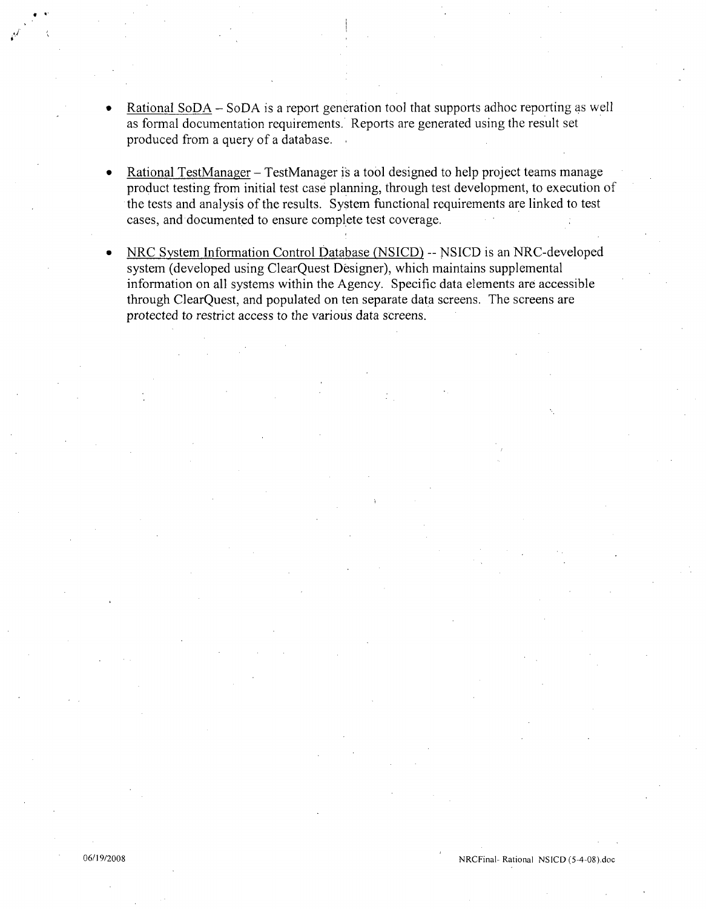- Rational SoDA – SoDA is a report generation tool that supports adhoc reporting as well as formal documentation requirements. Reports are generated using the result set produced from a query of a database.

- Rational TestManager – TestManager is a tool designed to help project teams manage product testing from initial test case planning, through test development, to execution of the tests and analysis of the results. System functional requirements are linked to test cases, and documented to ensure complete test coverage.

- NRC System Information Control Database (NSICD) -- NSICD is an NRC-developed system (developed using ClearQuest Designer), which maintains supplemental information on all systems within the Agency. Specific data elements are accessible through ClearQuest, and populated on ten separate data screens. The screens are protected to restrict access to the various data screens.